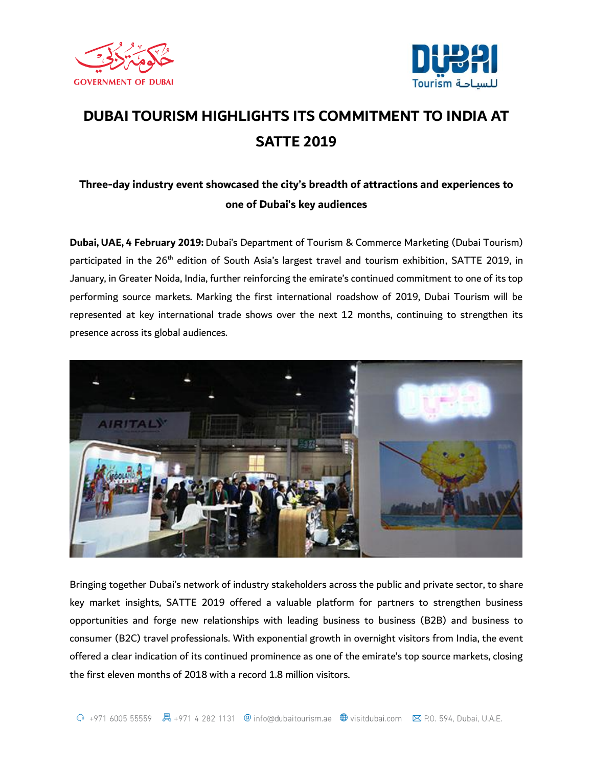# DUBAI TOURISM HIGHLIGHTS ITS COMMITMENT TO INDIA AT SATTE 2019

### Three-day industry event showcased the city's breadth of attractions and experiences to one of Dubai's key audiences

**Dubai, UAE, 4 February 2019:** Dubai's Department of Tourism & Commerce Marketing (Dubai Tourism) participated in the 26th edition of South Asia's largest travel and tourism exhibition, SATTE 2019, in January, in Greater Noida, India, further reinforcing the emirate's continued commitment to one of its top performing source markets. Marking the first international roadshow of 2019, Dubai Tourism will be represented at key international trade shows over the next 12 months, continuing to strengthen its presence across its global audiences.

Bringing together Dubai's network of industry stakeholders across the public and private sector, to share key market insights, SATTE 2019 offered a valuable platform for partners to strengthen business opportunities and forge new relationships with leading business to business (B2B) and business to consumer (B2C) travel professionals. With exponential growth in overnight visitors from India, the event offered a clear indication of its continued prominence as one of the emirate's top source markets, closing the first eleven months of 2018 with a record 1.8 million visitors.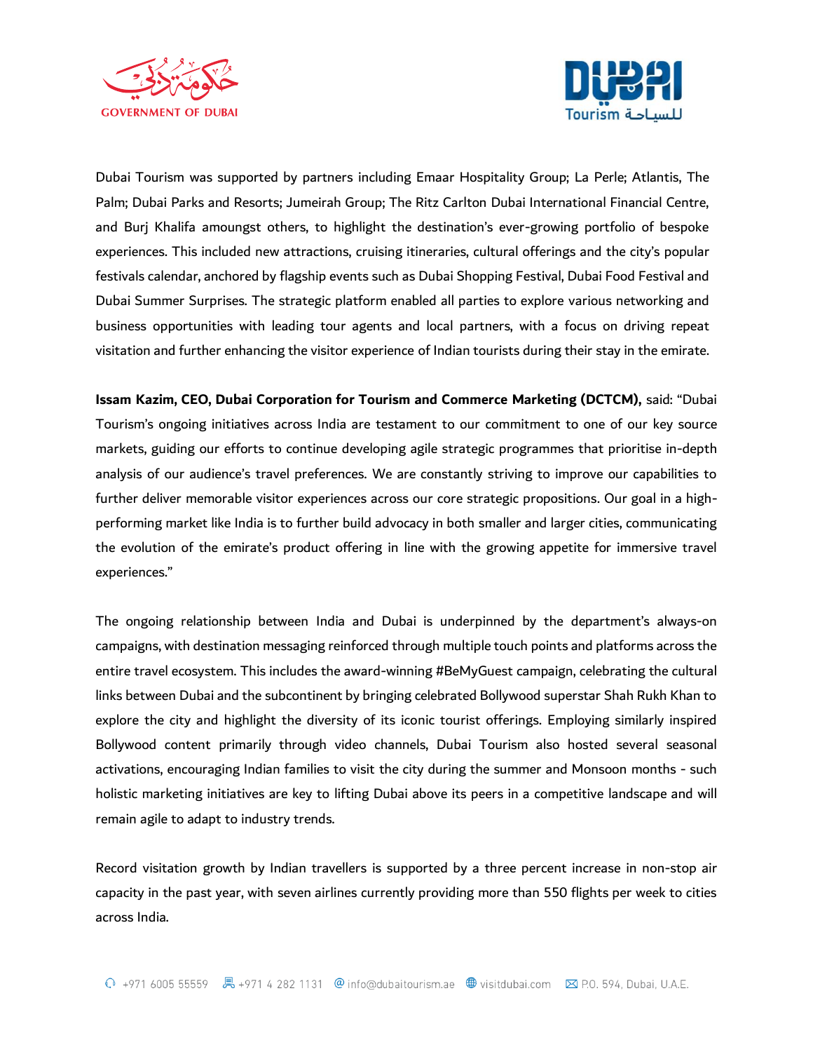Dubai Tourism was supported by partners including Emaar Hospitality Group; La Perle; Atlantis, The Palm; Dubai Parks and Resorts; Jumeirah Group; The Ritz Carlton Dubai International Financial Centre, and Burj Khalifa amoungst others, to highlight the destination's ever-growing portfolio of bespoke experiences. This included new attractions, cruising itineraries, cultural offerings and the city's popular festivals calendar, anchored by flagship events such as Dubai Shopping Festival, Dubai Food Festival and Dubai Summer Surprises. The strategic platform enabled all parties to explore various networking and business opportunities with leading tour agents and local partners, with a focus on driving repeat visitation and further enhancing the visitor experience of Indian tourists during their stay in the emirate.

**Issam Kazim, CEO, Dubai Corporation for Tourism and Commerce Marketing (DCTCM),** said: "Dubai Tourism's ongoing initiatives across India are testament to our commitment to one of our key source markets, guiding our efforts to continue developing agile strategic programmes that prioritise in-depth analysis of our audience's travel preferences. We are constantly striving to improve our capabilities to further deliver memorable visitor experiences across our core strategic propositions. Our goal in a high-performing market like India is to further build advocacy in both smaller and larger cities, communicating the evolution of the emirate's product offering in line with the growing appetite for immersive travel experiences."

The ongoing relationship between India and Dubai is underpinned by the department's always-on campaigns, with destination messaging reinforced through multiple touch points and platforms across the entire travel ecosystem. This includes the award-winning #BeMyGuest campaign, celebrating the cultural links between Dubai and the subcontinent by bringing celebrated Bollywood superstar Shah Rukh Khan to explore the city and highlight the diversity of its iconic tourist offerings. Employing similarly inspired Bollywood content primarily through video channels, Dubai Tourism also hosted several seasonal activations, encouraging Indian families to visit the city during the summer and Monsoon months - such holistic marketing initiatives are key to lifting Dubai above its peers in a competitive landscape and will remain agile to adapt to industry trends.

Record visitation growth by Indian travellers is supported by a three percent increase in non-stop air capacity in the past year, with seven airlines currently providing more than 550 flights per week to cities across India.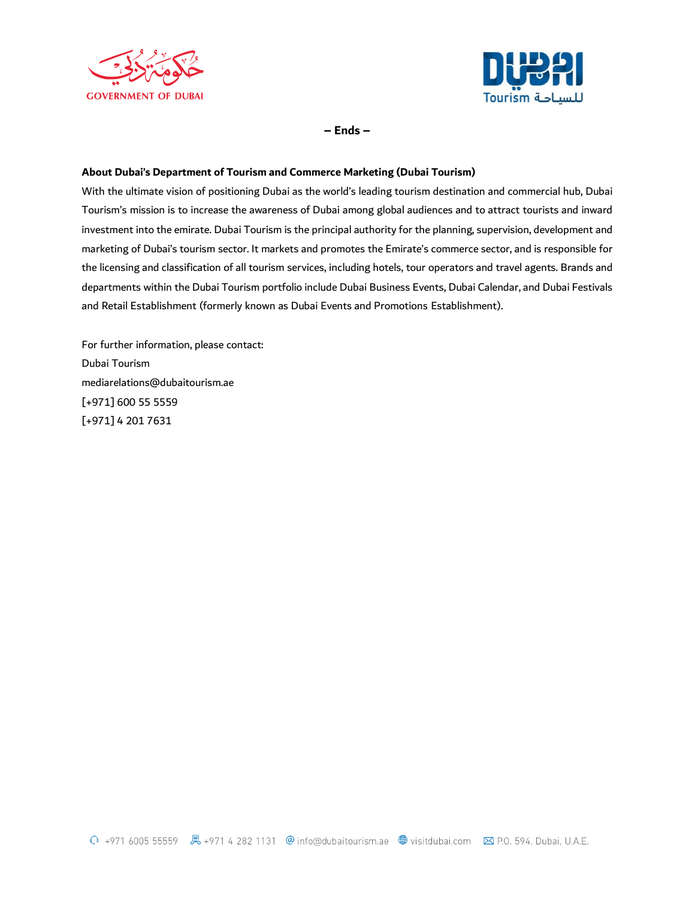**– Ends –**

**About Dubai's Department of Tourism and Commerce Marketing (Dubai Tourism)**

With the ultimate vision of positioning Dubai as the world's leading tourism destination and commercial hub, Dubai Tourism's mission is to increase the awareness of Dubai among global audiences and to attract tourists and inward investment into the emirate. Dubai Tourism is the principal authority for the planning, supervision, development and marketing of Dubai's tourism sector. It markets and promotes the Emirate's commerce sector, and is responsible for the licensing and classification of all tourism services, including hotels, tour operators and travel agents. Brands and departments within the Dubai Tourism portfolio include Dubai Business Events, Dubai Calendar, and Dubai Festivals and Retail Establishment (formerly known as Dubai Events and Promotions Establishment).

For further information, please contact:
Dubai Tourism
mediarelations@dubaitourism.ae
[+971] 600 55 5559
[+971] 4 201 7631